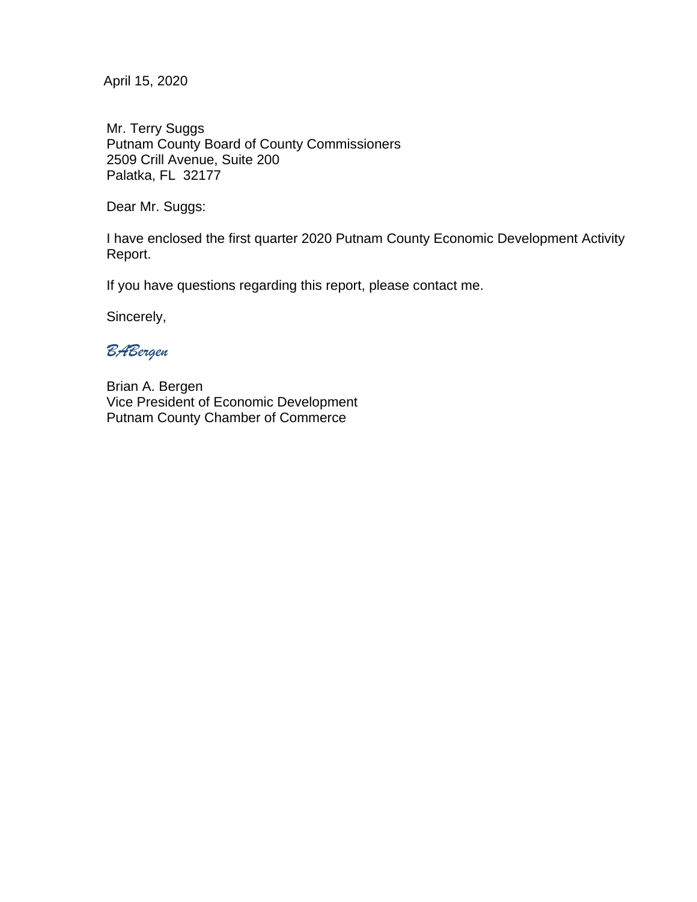April 15, 2020

Mr. Terry Suggs
Putnam County Board of County Commissioners
2509 Crill Avenue, Suite 200
Palatka, FL 32177

Dear Mr. Suggs:

I have enclosed the first quarter 2020 Putnam County Economic Development Activity Report.

If you have questions regarding this report, please contact me.

Sincerely,

*BABergen*

Brian A. Bergen
Vice President of Economic Development
Putnam County Chamber of Commerce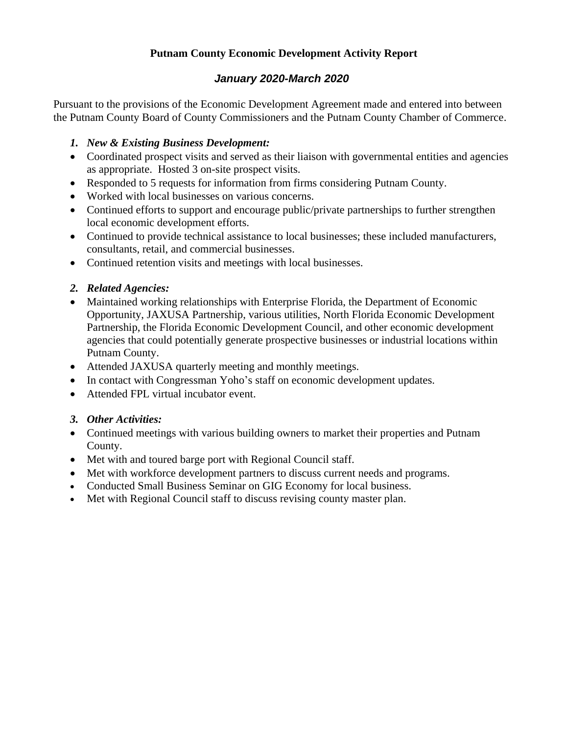**Putnam County Economic Development Activity Report**

***January 2020-March 2020***

Pursuant to the provisions of the Economic Development Agreement made and entered into between the Putnam County Board of County Commissioners and the Putnam County Chamber of Commerce.

1. ***New & Existing Business Development:***

- Coordinated prospect visits and served as their liaison with governmental entities and agencies as appropriate. Hosted 3 on-site prospect visits.
- Responded to 5 requests for information from firms considering Putnam County.
- Worked with local businesses on various concerns.
- Continued efforts to support and encourage public/private partnerships to further strengthen local economic development efforts.
- Continued to provide technical assistance to local businesses; these included manufacturers, consultants, retail, and commercial businesses.
- Continued retention visits and meetings with local businesses.

2. ***Related Agencies:***

- Maintained working relationships with Enterprise Florida, the Department of Economic Opportunity, JAXUSA Partnership, various utilities, North Florida Economic Development Partnership, the Florida Economic Development Council, and other economic development agencies that could potentially generate prospective businesses or industrial locations within Putnam County.
- Attended JAXUSA quarterly meeting and monthly meetings.
- In contact with Congressman Yoho's staff on economic development updates.
- Attended FPL virtual incubator event.

3. ***Other Activities:***

- Continued meetings with various building owners to market their properties and Putnam County.
- Met with and toured barge port with Regional Council staff.
- Met with workforce development partners to discuss current needs and programs.
- Conducted Small Business Seminar on GIG Economy for local business.
- Met with Regional Council staff to discuss revising county master plan.